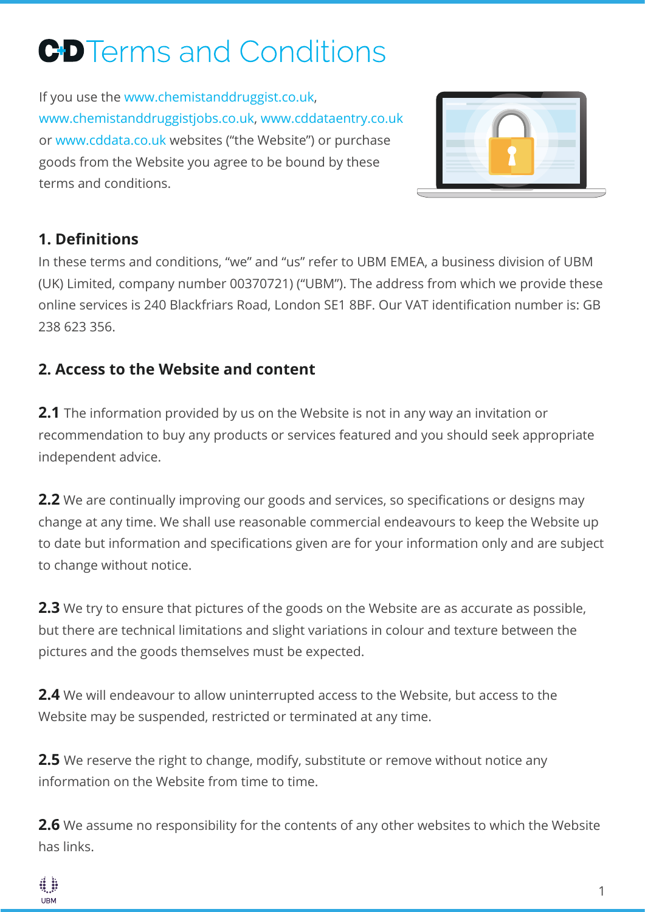# C+D Terms and Conditions

If you use the www.chemistanddruggist.co.uk, www.chemistanddruggistjobs.co.uk, www.cddataentry.co.uk or www.cddata.co.uk websites ("the Website") or purchase goods from the Website you agree to be bound by these terms and conditions.

## 1. Definitions

In these terms and conditions, "we" and "us" refer to UBM EMEA, a business division of UBM (UK) Limited, company number 00370721) ("UBM"). The address from which we provide these online services is 240 Blackfriars Road, London SE1 8BF. Our VAT identification number is: GB 238 623 356.

## 2. Access to the Website and content

**2.1** The information provided by us on the Website is not in any way an invitation or recommendation to buy any products or services featured and you should seek appropriate independent advice.

**2.2** We are continually improving our goods and services, so specifications or designs may change at any time. We shall use reasonable commercial endeavours to keep the Website up to date but information and specifications given are for your information only and are subject to change without notice.

**2.3** We try to ensure that pictures of the goods on the Website are as accurate as possible, but there are technical limitations and slight variations in colour and texture between the pictures and the goods themselves must be expected.

**2.4** We will endeavour to allow uninterrupted access to the Website, but access to the Website may be suspended, restricted or terminated at any time.

**2.5** We reserve the right to change, modify, substitute or remove without notice any information on the Website from time to time.

**2.6** We assume no responsibility for the contents of any other websites to which the Website has links.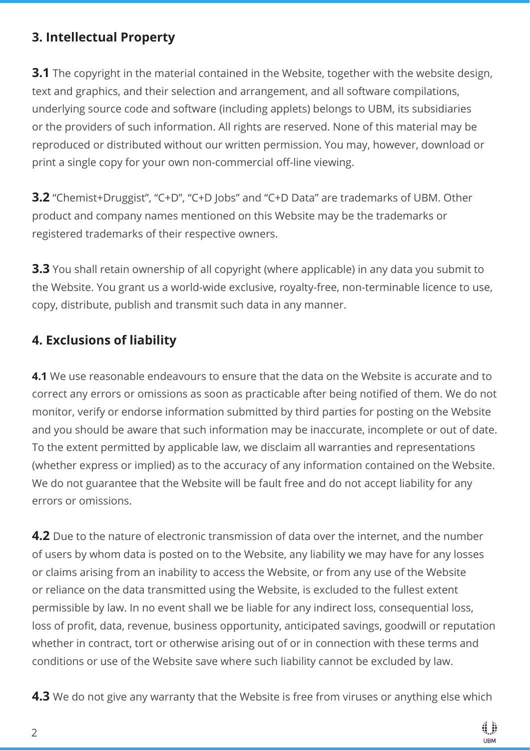## 3. Intellectual Property

**3.1** The copyright in the material contained in the Website, together with the website design, text and graphics, and their selection and arrangement, and all software compilations, underlying source code and software (including applets) belongs to UBM, its subsidiaries or the providers of such information. All rights are reserved. None of this material may be reproduced or distributed without our written permission. You may, however, download or print a single copy for your own non-commercial off-line viewing.

**3.2** “Chemist+Druggist”, “C+D”, “C+D Jobs” and “C+D Data” are trademarks of UBM. Other product and company names mentioned on this Website may be the trademarks or registered trademarks of their respective owners.

**3.3** You shall retain ownership of all copyright (where applicable) in any data you submit to the Website. You grant us a world-wide exclusive, royalty-free, non-terminable licence to use, copy, distribute, publish and transmit such data in any manner.

## 4. Exclusions of liability

**4.1** We use reasonable endeavours to ensure that the data on the Website is accurate and to correct any errors or omissions as soon as practicable after being notified of them. We do not monitor, verify or endorse information submitted by third parties for posting on the Website and you should be aware that such information may be inaccurate, incomplete or out of date. To the extent permitted by applicable law, we disclaim all warranties and representations (whether express or implied) as to the accuracy of any information contained on the Website. We do not guarantee that the Website will be fault free and do not accept liability for any errors or omissions.

**4.2** Due to the nature of electronic transmission of data over the internet, and the number of users by whom data is posted on to the Website, any liability we may have for any losses or claims arising from an inability to access the Website, or from any use of the Website or reliance on the data transmitted using the Website, is excluded to the fullest extent permissible by law. In no event shall we be liable for any indirect loss, consequential loss, loss of profit, data, revenue, business opportunity, anticipated savings, goodwill or reputation whether in contract, tort or otherwise arising out of or in connection with these terms and conditions or use of the Website save where such liability cannot be excluded by law.

**4.3** We do not give any warranty that the Website is free from viruses or anything else which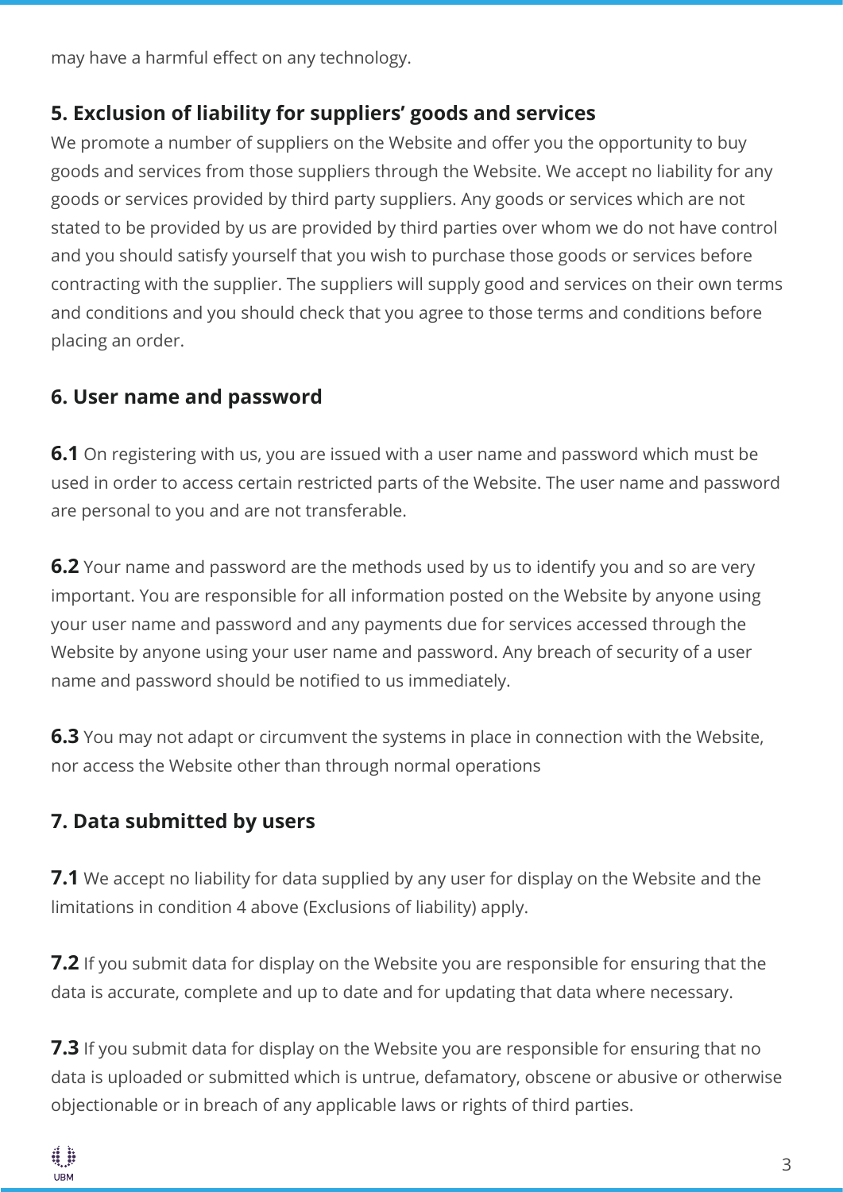may have a harmful effect on any technology.

## 5. Exclusion of liability for suppliers' goods and services

We promote a number of suppliers on the Website and offer you the opportunity to buy goods and services from those suppliers through the Website. We accept no liability for any goods or services provided by third party suppliers. Any goods or services which are not stated to be provided by us are provided by third parties over whom we do not have control and you should satisfy yourself that you wish to purchase those goods or services before contracting with the supplier. The suppliers will supply good and services on their own terms and conditions and you should check that you agree to those terms and conditions before placing an order.

## 6. User name and password

**6.1** On registering with us, you are issued with a user name and password which must be used in order to access certain restricted parts of the Website. The user name and password are personal to you and are not transferable.

**6.2** Your name and password are the methods used by us to identify you and so are very important. You are responsible for all information posted on the Website by anyone using your user name and password and any payments due for services accessed through the Website by anyone using your user name and password. Any breach of security of a user name and password should be notified to us immediately.

**6.3** You may not adapt or circumvent the systems in place in connection with the Website, nor access the Website other than through normal operations

## 7. Data submitted by users

**7.1** We accept no liability for data supplied by any user for display on the Website and the limitations in condition 4 above (Exclusions of liability) apply.

**7.2** If you submit data for display on the Website you are responsible for ensuring that the data is accurate, complete and up to date and for updating that data where necessary.

**7.3** If you submit data for display on the Website you are responsible for ensuring that no data is uploaded or submitted which is untrue, defamatory, obscene or abusive or otherwise objectionable or in breach of any applicable laws or rights of third parties.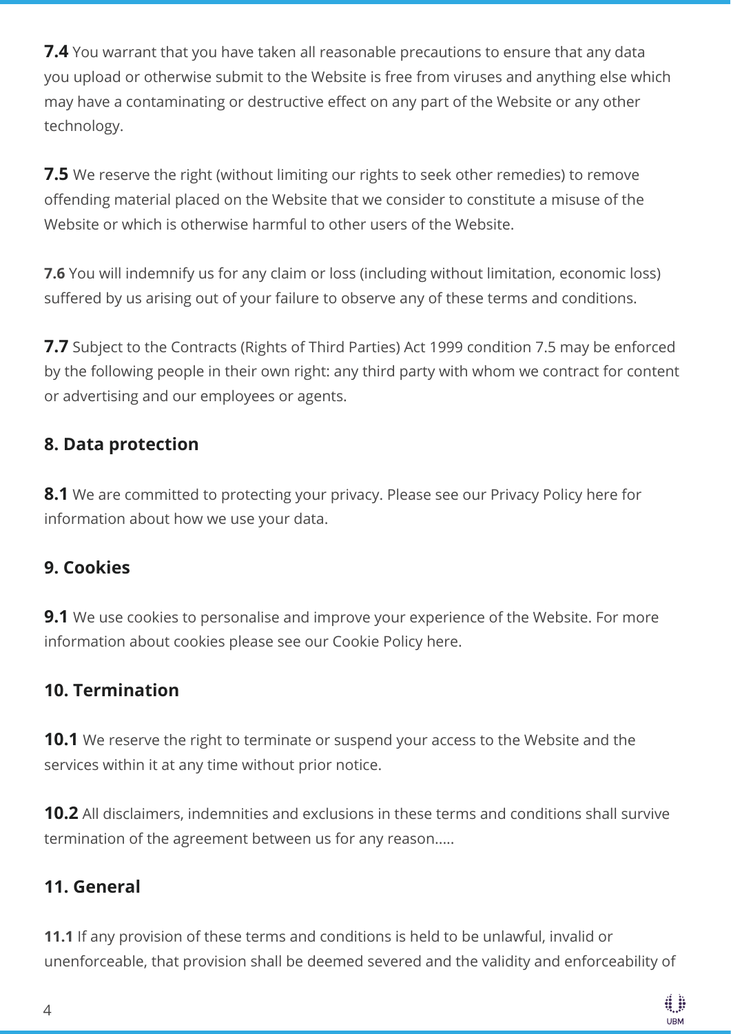**7.4** You warrant that you have taken all reasonable precautions to ensure that any data you upload or otherwise submit to the Website is free from viruses and anything else which may have a contaminating or destructive effect on any part of the Website or any other technology.

**7.5** We reserve the right (without limiting our rights to seek other remedies) to remove offending material placed on the Website that we consider to constitute a misuse of the Website or which is otherwise harmful to other users of the Website.

**7.6** You will indemnify us for any claim or loss (including without limitation, economic loss) suffered by us arising out of your failure to observe any of these terms and conditions.

**7.7** Subject to the Contracts (Rights of Third Parties) Act 1999 condition 7.5 may be enforced by the following people in their own right: any third party with whom we contract for content or advertising and our employees or agents.

## 8. Data protection

**8.1** We are committed to protecting your privacy. Please see our Privacy Policy here for information about how we use your data.

## 9. Cookies

**9.1** We use cookies to personalise and improve your experience of the Website. For more information about cookies please see our Cookie Policy here.

## 10. Termination

**10.1** We reserve the right to terminate or suspend your access to the Website and the services within it at any time without prior notice.

**10.2** All disclaimers, indemnities and exclusions in these terms and conditions shall survive termination of the agreement between us for any reason.....

## 11. General

**11.1** If any provision of these terms and conditions is held to be unlawful, invalid or unenforceable, that provision shall be deemed severed and the validity and enforceability of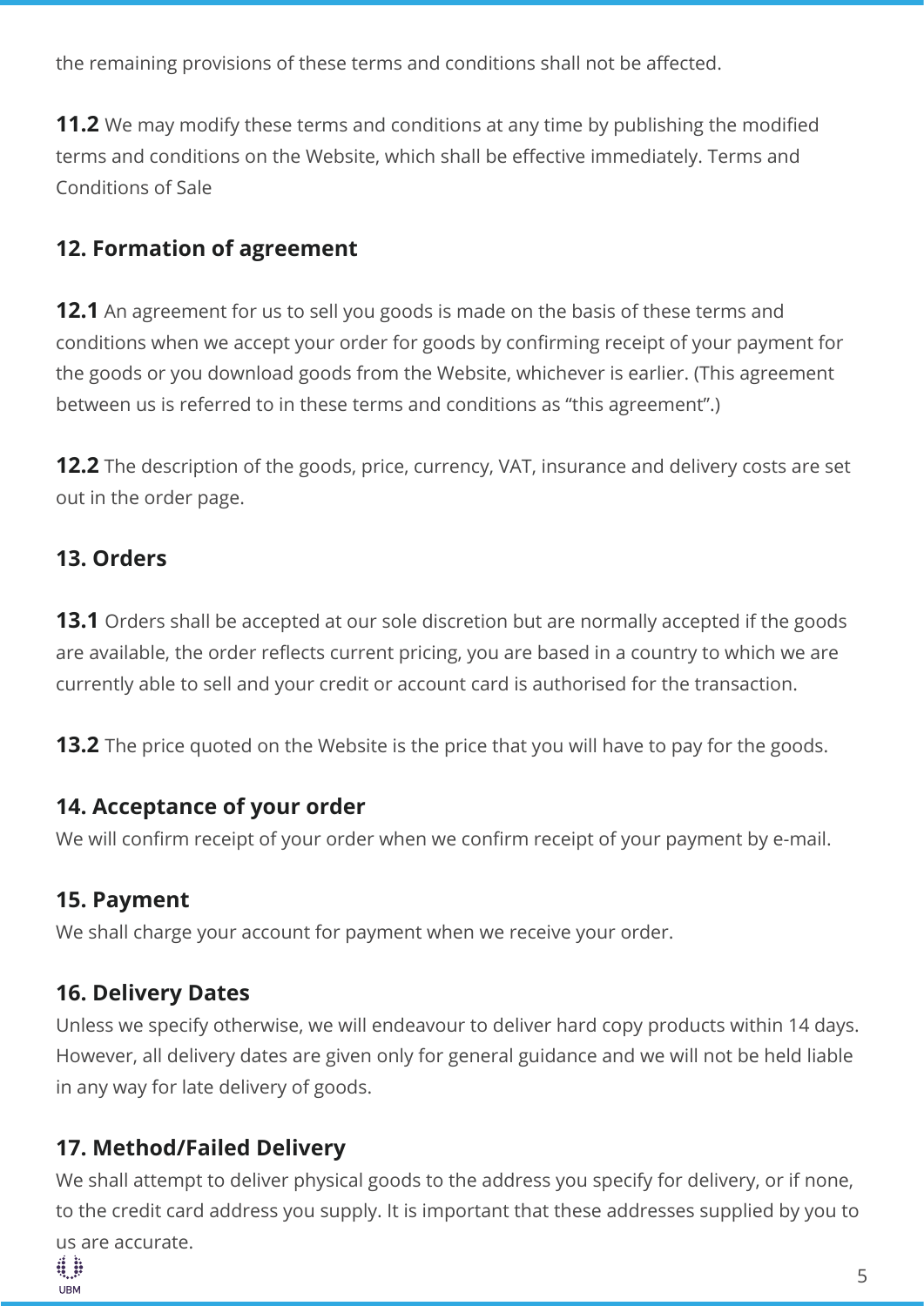the remaining provisions of these terms and conditions shall not be affected.

**11.2** We may modify these terms and conditions at any time by publishing the modified terms and conditions on the Website, which shall be effective immediately. Terms and Conditions of Sale

## 12. Formation of agreement

**12.1** An agreement for us to sell you goods is made on the basis of these terms and conditions when we accept your order for goods by confirming receipt of your payment for the goods or you download goods from the Website, whichever is earlier. (This agreement between us is referred to in these terms and conditions as "this agreement".)

**12.2** The description of the goods, price, currency, VAT, insurance and delivery costs are set out in the order page.

## 13. Orders

**13.1** Orders shall be accepted at our sole discretion but are normally accepted if the goods are available, the order reflects current pricing, you are based in a country to which we are currently able to sell and your credit or account card is authorised for the transaction.

**13.2** The price quoted on the Website is the price that you will have to pay for the goods.

## 14. Acceptance of your order

We will confirm receipt of your order when we confirm receipt of your payment by e-mail.

## 15. Payment

We shall charge your account for payment when we receive your order.

## 16. Delivery Dates

Unless we specify otherwise, we will endeavour to deliver hard copy products within 14 days. However, all delivery dates are given only for general guidance and we will not be held liable in any way for late delivery of goods.

## 17. Method/Failed Delivery

We shall attempt to deliver physical goods to the address you specify for delivery, or if none, to the credit card address you supply. It is important that these addresses supplied by you to us are accurate.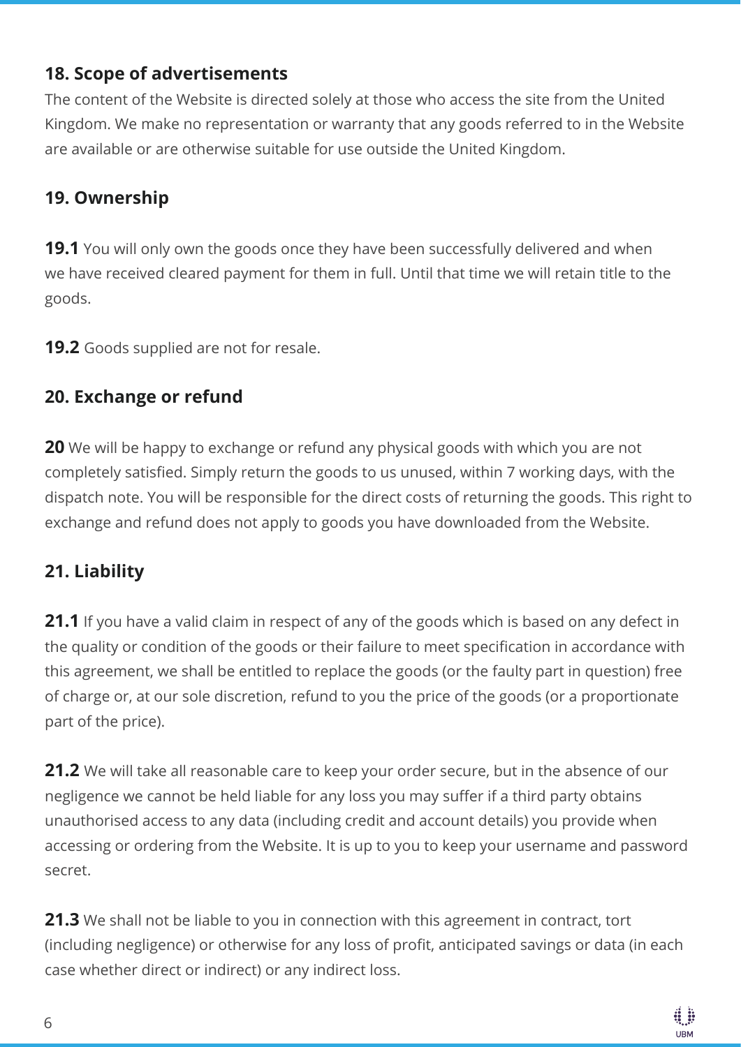## 18. Scope of advertisements

The content of the Website is directed solely at those who access the site from the United Kingdom. We make no representation or warranty that any goods referred to in the Website are available or are otherwise suitable for use outside the United Kingdom.

## 19. Ownership

**19.1** You will only own the goods once they have been successfully delivered and when we have received cleared payment for them in full. Until that time we will retain title to the goods.

**19.2** Goods supplied are not for resale.

## 20. Exchange or refund

**20** We will be happy to exchange or refund any physical goods with which you are not completely satisfied. Simply return the goods to us unused, within 7 working days, with the dispatch note. You will be responsible for the direct costs of returning the goods. This right to exchange and refund does not apply to goods you have downloaded from the Website.

## 21. Liability

**21.1** If you have a valid claim in respect of any of the goods which is based on any defect in the quality or condition of the goods or their failure to meet specification in accordance with this agreement, we shall be entitled to replace the goods (or the faulty part in question) free of charge or, at our sole discretion, refund to you the price of the goods (or a proportionate part of the price).

**21.2** We will take all reasonable care to keep your order secure, but in the absence of our negligence we cannot be held liable for any loss you may suffer if a third party obtains unauthorised access to any data (including credit and account details) you provide when accessing or ordering from the Website. It is up to you to keep your username and password secret.

**21.3** We shall not be liable to you in connection with this agreement in contract, tort (including negligence) or otherwise for any loss of profit, anticipated savings or data (in each case whether direct or indirect) or any indirect loss.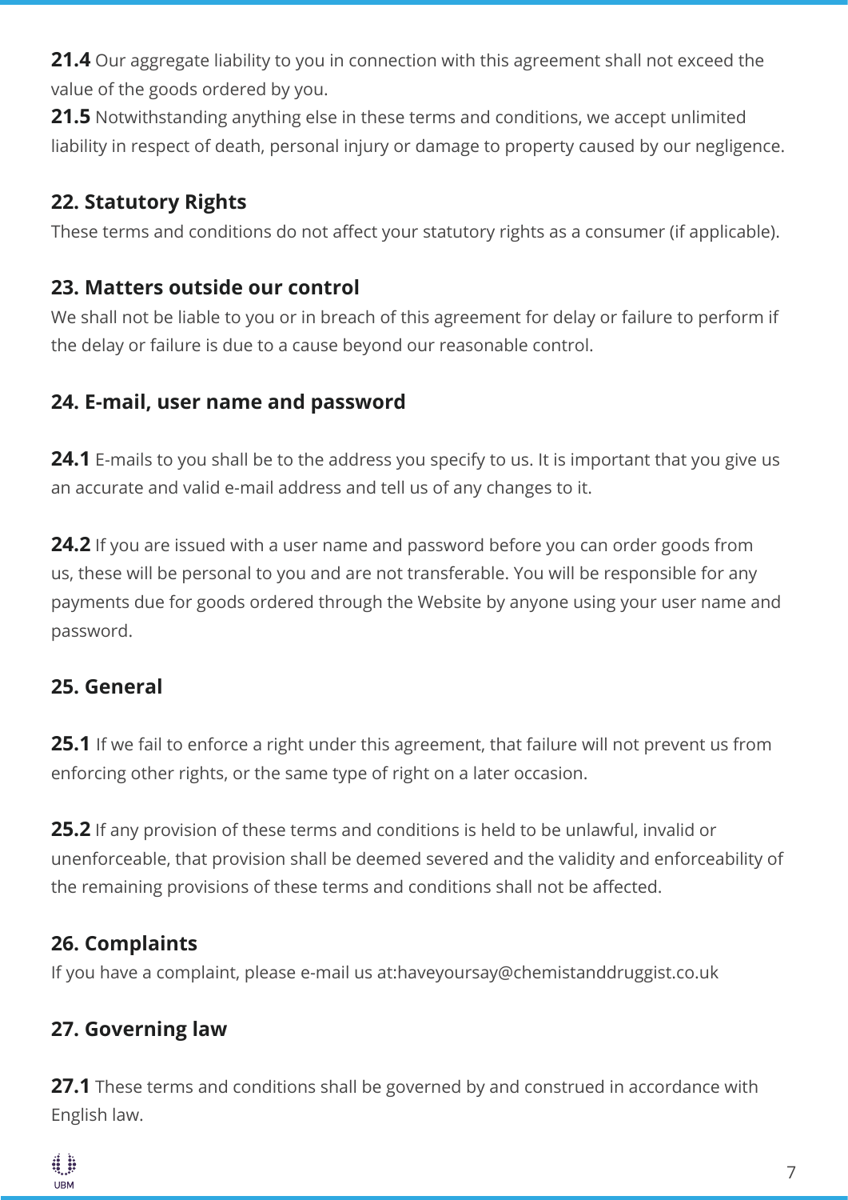**21.4** Our aggregate liability to you in connection with this agreement shall not exceed the value of the goods ordered by you.

**21.5** Notwithstanding anything else in these terms and conditions, we accept unlimited liability in respect of death, personal injury or damage to property caused by our negligence.

## 22. Statutory Rights

These terms and conditions do not affect your statutory rights as a consumer (if applicable).

## 23. Matters outside our control

We shall not be liable to you or in breach of this agreement for delay or failure to perform if the delay or failure is due to a cause beyond our reasonable control.

## 24. E-mail, user name and password

**24.1** E-mails to you shall be to the address you specify to us. It is important that you give us an accurate and valid e-mail address and tell us of any changes to it.

**24.2** If you are issued with a user name and password before you can order goods from us, these will be personal to you and are not transferable. You will be responsible for any payments due for goods ordered through the Website by anyone using your user name and password.

## 25. General

**25.1** If we fail to enforce a right under this agreement, that failure will not prevent us from enforcing other rights, or the same type of right on a later occasion.

**25.2** If any provision of these terms and conditions is held to be unlawful, invalid or unenforceable, that provision shall be deemed severed and the validity and enforceability of the remaining provisions of these terms and conditions shall not be affected.

## 26. Complaints

If you have a complaint, please e-mail us at:haveyoursay@chemistanddruggist.co.uk

## 27. Governing law

**27.1** These terms and conditions shall be governed by and construed in accordance with English law.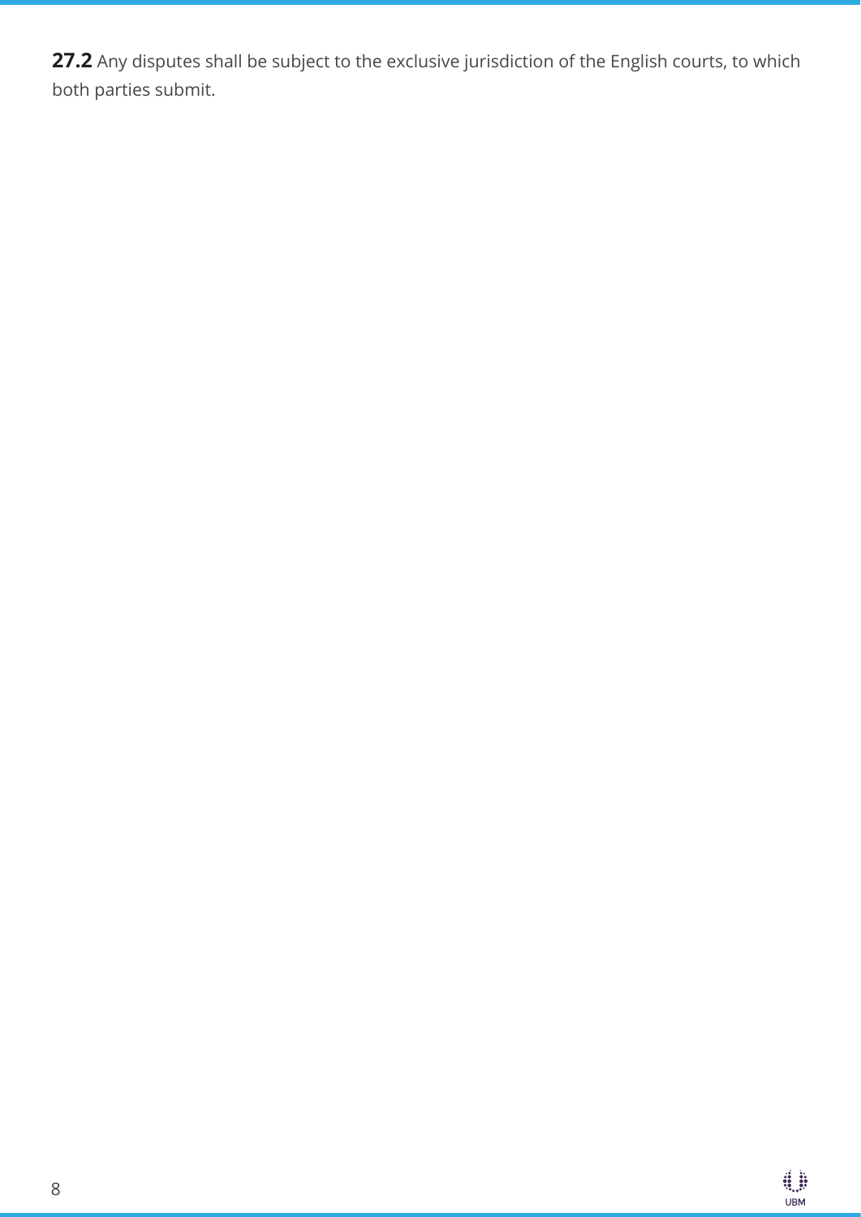**27.2** Any disputes shall be subject to the exclusive jurisdiction of the English courts, to which both parties submit.